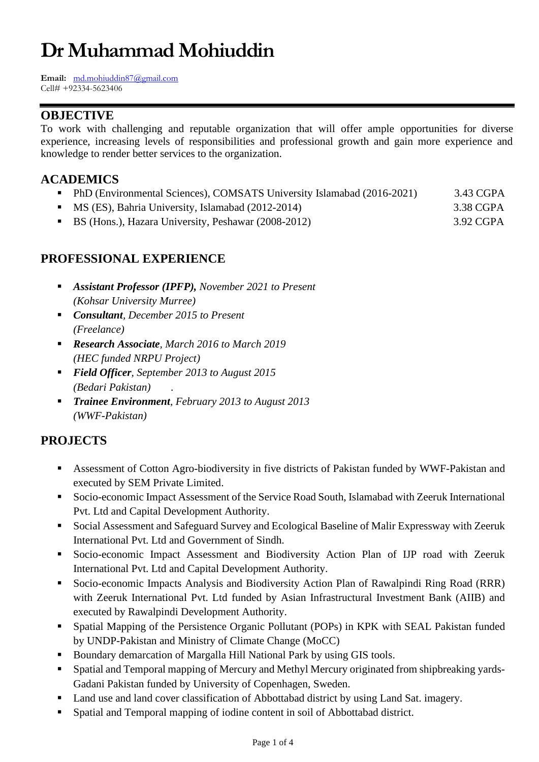# Dr Muhammad Mohiuddin

**Email:** md.mohiuddin87@gmail.com
Cell# +92334-5623406

## OBJECTIVE

To work with challenging and reputable organization that will offer ample opportunities for diverse experience, increasing levels of responsibilities and professional growth and gain more experience and knowledge to render better services to the organization.

## ACADEMICS

- PhD (Environmental Sciences), COMSATS University Islamabad (2016-2021) 3.43 CGPA
- MS (ES), Bahria University, Islamabad (2012-2014) 3.38 CGPA
- BS (Hons.), Hazara University, Peshawar (2008-2012) 3.92 CGPA

## PROFESSIONAL EXPERIENCE

- ***Assistant Professor (IPFP),*** *November 2021 to Present*
  *(Kohsar University Murree)*
- ***Consultant****, December 2015 to Present*
  *(Freelance)*
- ***Research Associate****, March 2016 to March 2019*
  *(HEC funded NRPU Project)*
- ***Field Officer****, September 2013 to August 2015*
  *(Bedari Pakistan)* .
- ***Trainee Environment****, February 2013 to August 2013*
  *(WWF-Pakistan)*

## PROJECTS

- Assessment of Cotton Agro-biodiversity in five districts of Pakistan funded by WWF-Pakistan and executed by SEM Private Limited.
- Socio-economic Impact Assessment of the Service Road South, Islamabad with Zeeruk International Pvt. Ltd and Capital Development Authority.
- Social Assessment and Safeguard Survey and Ecological Baseline of Malir Expressway with Zeeruk International Pvt. Ltd and Government of Sindh.
- Socio-economic Impact Assessment and Biodiversity Action Plan of IJP road with Zeeruk International Pvt. Ltd and Capital Development Authority.
- Socio-economic Impacts Analysis and Biodiversity Action Plan of Rawalpindi Ring Road (RRR) with Zeeruk International Pvt. Ltd funded by Asian Infrastructural Investment Bank (AIIB) and executed by Rawalpindi Development Authority.
- Spatial Mapping of the Persistence Organic Pollutant (POPs) in KPK with SEAL Pakistan funded by UNDP-Pakistan and Ministry of Climate Change (MoCC)
- Boundary demarcation of Margalla Hill National Park by using GIS tools.
- Spatial and Temporal mapping of Mercury and Methyl Mercury originated from shipbreaking yards-Gadani Pakistan funded by University of Copenhagen, Sweden.
- Land use and land cover classification of Abbottabad district by using Land Sat. imagery.
- Spatial and Temporal mapping of iodine content in soil of Abbottabad district.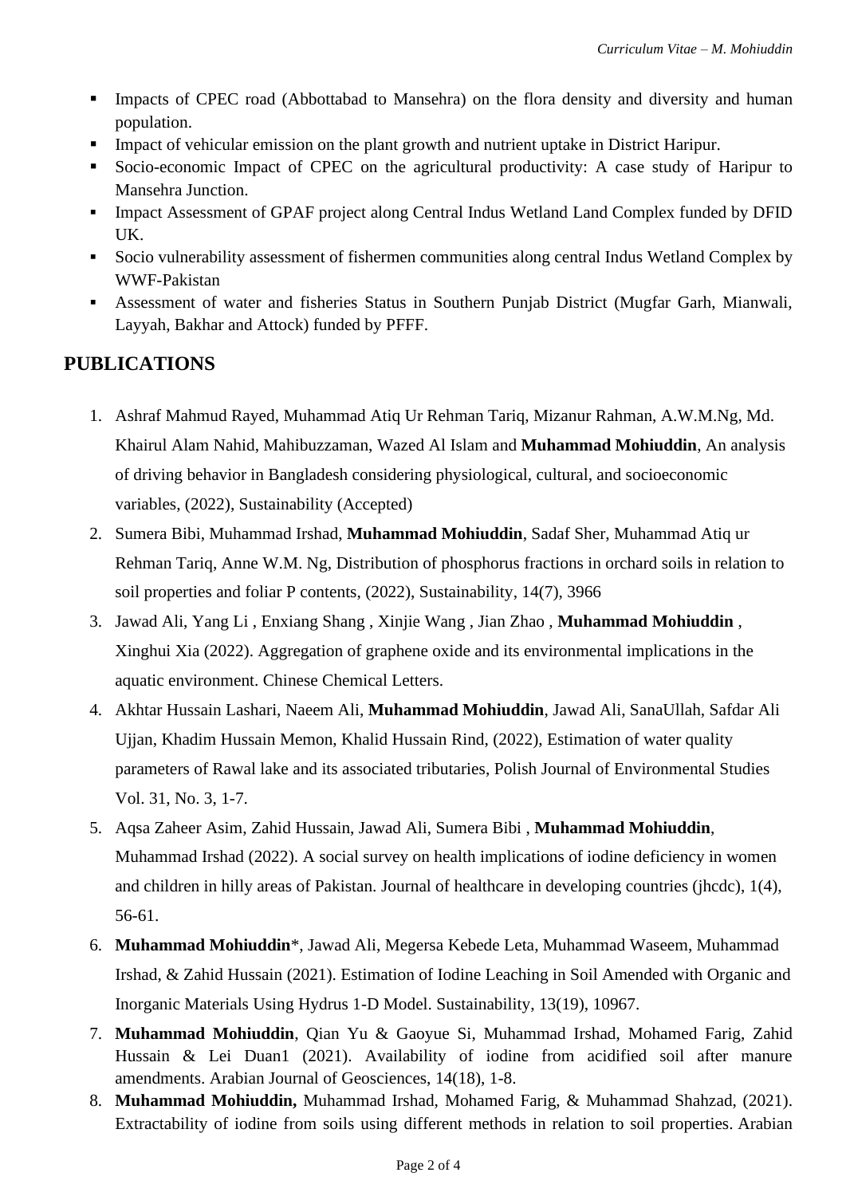- Impacts of CPEC road (Abbottabad to Mansehra) on the flora density and diversity and human population.
- Impact of vehicular emission on the plant growth and nutrient uptake in District Haripur.
- Socio-economic Impact of CPEC on the agricultural productivity: A case study of Haripur to Mansehra Junction.
- Impact Assessment of GPAF project along Central Indus Wetland Land Complex funded by DFID UK.
- Socio vulnerability assessment of fishermen communities along central Indus Wetland Complex by WWF-Pakistan
- Assessment of water and fisheries Status in Southern Punjab District (Mugfar Garh, Mianwali, Layyah, Bakhar and Attock) funded by PFFF.

## PUBLICATIONS

1. Ashraf Mahmud Rayed, Muhammad Atiq Ur Rehman Tariq, Mizanur Rahman, A.W.M.Ng, Md. Khairul Alam Nahid, Mahibuzzaman, Wazed Al Islam and **Muhammad Mohiuddin**, An analysis of driving behavior in Bangladesh considering physiological, cultural, and socioeconomic variables, (2022), Sustainability (Accepted)
2. Sumera Bibi, Muhammad Irshad, **Muhammad Mohiuddin**, Sadaf Sher, Muhammad Atiq ur Rehman Tariq, Anne W.M. Ng, Distribution of phosphorus fractions in orchard soils in relation to soil properties and foliar P contents, (2022), Sustainability, 14(7), 3966
3. Jawad Ali, Yang Li , Enxiang Shang , Xinjie Wang , Jian Zhao , **Muhammad Mohiuddin** , Xinghui Xia (2022). Aggregation of graphene oxide and its environmental implications in the aquatic environment. Chinese Chemical Letters.
4. Akhtar Hussain Lashari, Naeem Ali, **Muhammad Mohiuddin**, Jawad Ali, SanaUllah, Safdar Ali Ujjan, Khadim Hussain Memon, Khalid Hussain Rind, (2022), Estimation of water quality parameters of Rawal lake and its associated tributaries, Polish Journal of Environmental Studies Vol. 31, No. 3, 1-7.
5. Aqsa Zaheer Asim, Zahid Hussain, Jawad Ali, Sumera Bibi , **Muhammad Mohiuddin**, Muhammad Irshad (2022). A social survey on health implications of iodine deficiency in women and children in hilly areas of Pakistan. Journal of healthcare in developing countries (jhcdc), 1(4), 56-61.
6. **Muhammad Mohiuddin***, Jawad Ali, Megersa Kebede Leta, Muhammad Waseem, Muhammad Irshad, & Zahid Hussain (2021). Estimation of Iodine Leaching in Soil Amended with Organic and Inorganic Materials Using Hydrus 1-D Model. Sustainability, 13(19), 10967.
7. **Muhammad Mohiuddin**, Qian Yu & Gaoyue Si, Muhammad Irshad, Mohamed Farig, Zahid Hussain & Lei Duan1 (2021). Availability of iodine from acidified soil after manure amendments. Arabian Journal of Geosciences, 14(18), 1-8.
8. **Muhammad Mohiuddin,** Muhammad Irshad, Mohamed Farig, & Muhammad Shahzad, (2021). Extractability of iodine from soils using different methods in relation to soil properties. Arabian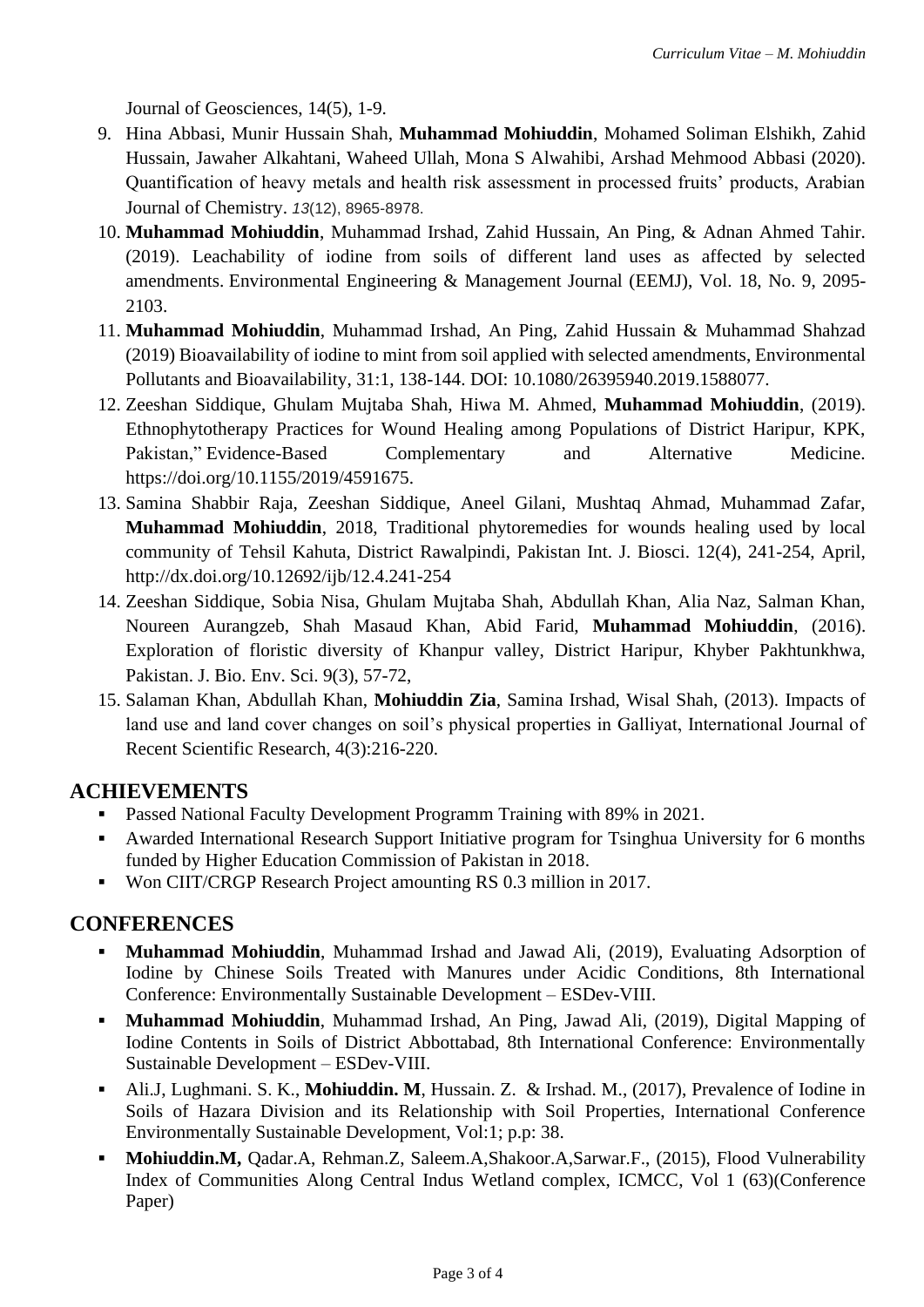Journal of Geosciences, 14(5), 1-9.

9. Hina Abbasi, Munir Hussain Shah, **Muhammad Mohiuddin**, Mohamed Soliman Elshikh, Zahid Hussain, Jawaher Alkahtani, Waheed Ullah, Mona S Alwahibi, Arshad Mehmood Abbasi (2020). Quantification of heavy metals and health risk assessment in processed fruits' products, Arabian Journal of Chemistry. *13*(12), 8965-8978.
10. **Muhammad Mohiuddin**, Muhammad Irshad, Zahid Hussain, An Ping, & Adnan Ahmed Tahir. (2019). Leachability of iodine from soils of different land uses as affected by selected amendments. Environmental Engineering & Management Journal (EEMJ), Vol. 18, No. 9, 2095-2103.
11. **Muhammad Mohiuddin**, Muhammad Irshad, An Ping, Zahid Hussain & Muhammad Shahzad (2019) Bioavailability of iodine to mint from soil applied with selected amendments, Environmental Pollutants and Bioavailability, 31:1, 138-144. DOI: 10.1080/26395940.2019.1588077.
12. Zeeshan Siddique, Ghulam Mujtaba Shah, Hiwa M. Ahmed, **Muhammad Mohiuddin**, (2019). Ethnophytotherapy Practices for Wound Healing among Populations of District Haripur, KPK, Pakistan," Evidence-Based Complementary and Alternative Medicine. https://doi.org/10.1155/2019/4591675.
13. Samina Shabbir Raja, Zeeshan Siddique, Aneel Gilani, Mushtaq Ahmad, Muhammad Zafar, **Muhammad Mohiuddin**, 2018, Traditional phytoremedies for wounds healing used by local community of Tehsil Kahuta, District Rawalpindi, Pakistan Int. J. Biosci. 12(4), 241-254, April, http://dx.doi.org/10.12692/ijb/12.4.241-254
14. Zeeshan Siddique, Sobia Nisa, Ghulam Mujtaba Shah, Abdullah Khan, Alia Naz, Salman Khan, Noureen Aurangzeb, Shah Masaud Khan, Abid Farid, **Muhammad Mohiuddin**, (2016). Exploration of floristic diversity of Khanpur valley, District Haripur, Khyber Pakhtunkhwa, Pakistan. J. Bio. Env. Sci. 9(3), 57-72,
15. Salaman Khan, Abdullah Khan, **Mohiuddin Zia**, Samina Irshad, Wisal Shah, (2013). Impacts of land use and land cover changes on soil's physical properties in Galliyat, International Journal of Recent Scientific Research, 4(3):216-220.

## ACHIEVEMENTS

- Passed National Faculty Development Programm Training with 89% in 2021.
- Awarded International Research Support Initiative program for Tsinghua University for 6 months funded by Higher Education Commission of Pakistan in 2018.
- Won CIIT/CRGP Research Project amounting RS 0.3 million in 2017.

## CONFERENCES

- **Muhammad Mohiuddin**, Muhammad Irshad and Jawad Ali, (2019), Evaluating Adsorption of Iodine by Chinese Soils Treated with Manures under Acidic Conditions, 8th International Conference: Environmentally Sustainable Development – ESDev-VIII.
- **Muhammad Mohiuddin**, Muhammad Irshad, An Ping, Jawad Ali, (2019), Digital Mapping of Iodine Contents in Soils of District Abbottabad, 8th International Conference: Environmentally Sustainable Development – ESDev-VIII.
- Ali.J, Lughmani. S. K., **Mohiuddin. M**, Hussain. Z. & Irshad. M., (2017), Prevalence of Iodine in Soils of Hazara Division and its Relationship with Soil Properties, International Conference Environmentally Sustainable Development, Vol:1; p.p: 38.
- **Mohiuddin.M,** Qadar.A, Rehman.Z, Saleem.A,Shakoor.A,Sarwar.F., (2015), Flood Vulnerability Index of Communities Along Central Indus Wetland complex, ICMCC, Vol 1 (63)(Conference Paper)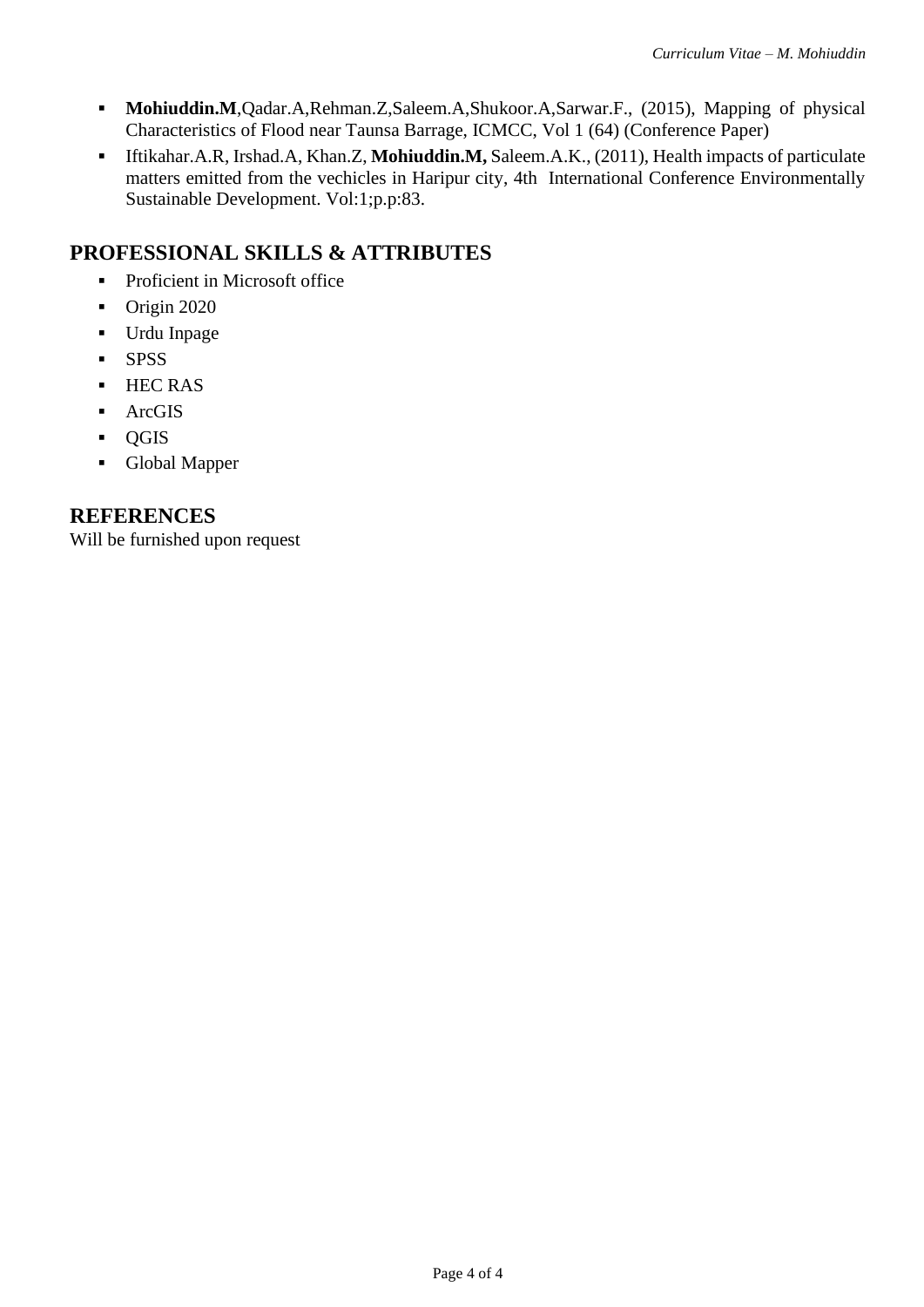- **Mohiuddin.M**,Qadar.A,Rehman.Z,Saleem.A,Shukoor.A,Sarwar.F., (2015), Mapping of physical Characteristics of Flood near Taunsa Barrage, ICMCC, Vol 1 (64) (Conference Paper)
- Iftikahar.A.R, Irshad.A, Khan.Z, **Mohiuddin.M,** Saleem.A.K., (2011), Health impacts of particulate matters emitted from the vechicles in Haripur city, 4th International Conference Environmentally Sustainable Development. Vol:1;p.p:83.

## PROFESSIONAL SKILLS & ATTRIBUTES

- Proficient in Microsoft office
- Origin 2020
- Urdu Inpage
- SPSS
- HEC RAS
- ArcGIS
- QGIS
- Global Mapper

## REFERENCES

Will be furnished upon request